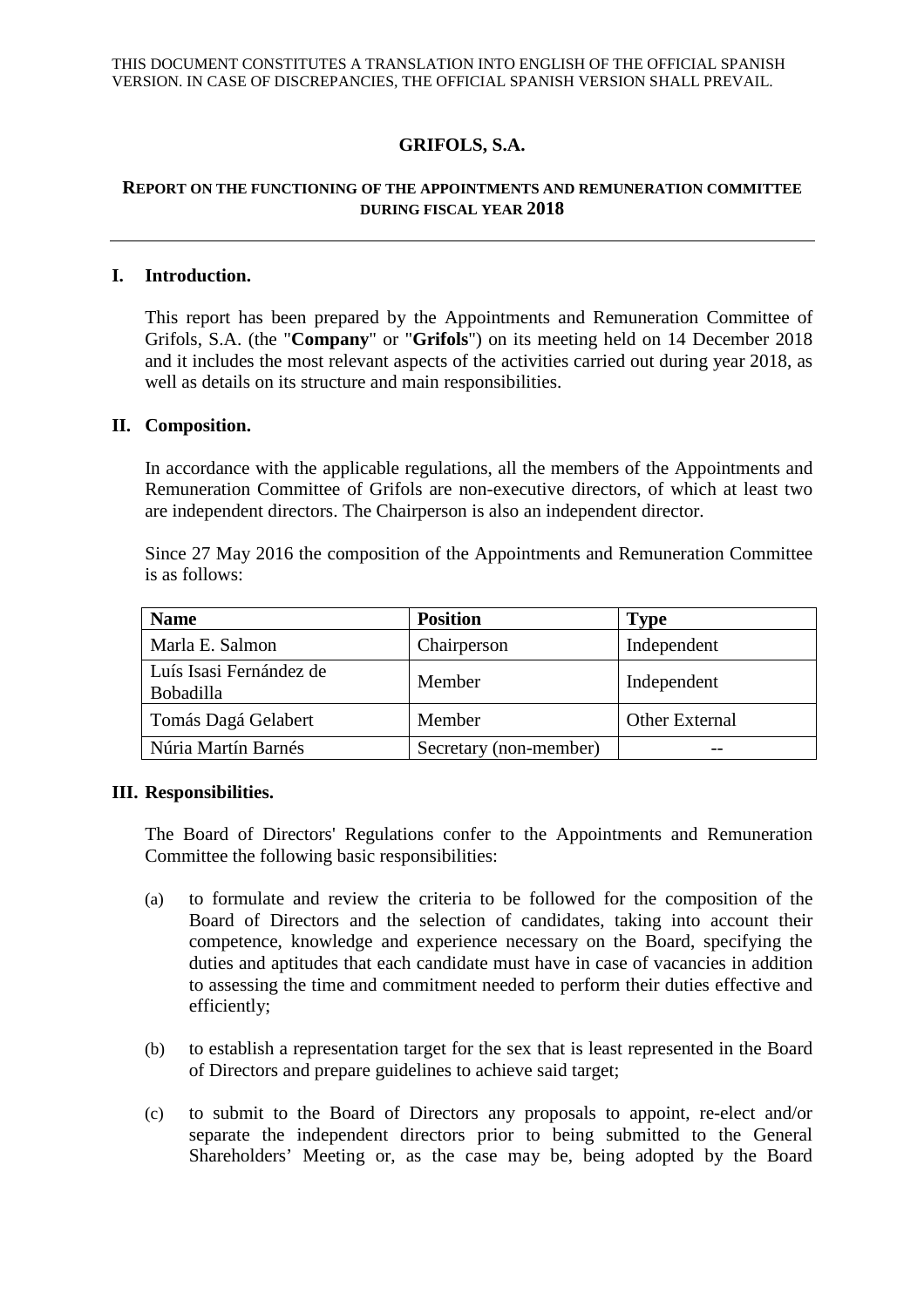THIS DOCUMENT CONSTITUTES A TRANSLATION INTO ENGLISH OF THE OFFICIAL SPANISH VERSION. IN CASE OF DISCREPANCIES, THE OFFICIAL SPANISH VERSION SHALL PREVAIL.

# GRIFOLS, S.A.

## REPORT ON THE FUNCTIONING OF THE APPOINTMENTS AND REMUNERATION COMMITTEE DURING FISCAL YEAR 2018

---

### I. Introduction.

This report has been prepared by the Appointments and Remuneration Committee of Grifols, S.A. (the "**Company**" or "**Grifols**") on its meeting held on 14 December 2018 and it includes the most relevant aspects of the activities carried out during year 2018, as well as details on its structure and main responsibilities.

### II. Composition.

In accordance with the applicable regulations, all the members of the Appointments and Remuneration Committee of Grifols are non-executive directors, of which at least two are independent directors. The Chairperson is also an independent director.

Since 27 May 2016 the composition of the Appointments and Remuneration Committee is as follows:

| Name | Position | Type |
|---|---|---|
| Marla E. Salmon | Chairperson | Independent |
| Luís Isasi Fernández de Bobadilla | Member | Independent |
| Tomás Dagá Gelabert | Member | Other External |
| Núria Martín Barnés | Secretary (non-member) | -- |

### III. Responsibilities.

The Board of Directors' Regulations confer to the Appointments and Remuneration Committee the following basic responsibilities:

(a) to formulate and review the criteria to be followed for the composition of the Board of Directors and the selection of candidates, taking into account their competence, knowledge and experience necessary on the Board, specifying the duties and aptitudes that each candidate must have in case of vacancies in addition to assessing the time and commitment needed to perform their duties effective and efficiently;

(b) to establish a representation target for the sex that is least represented in the Board of Directors and prepare guidelines to achieve said target;

(c) to submit to the Board of Directors any proposals to appoint, re-elect and/or separate the independent directors prior to being submitted to the General Shareholders' Meeting or, as the case may be, being adopted by the Board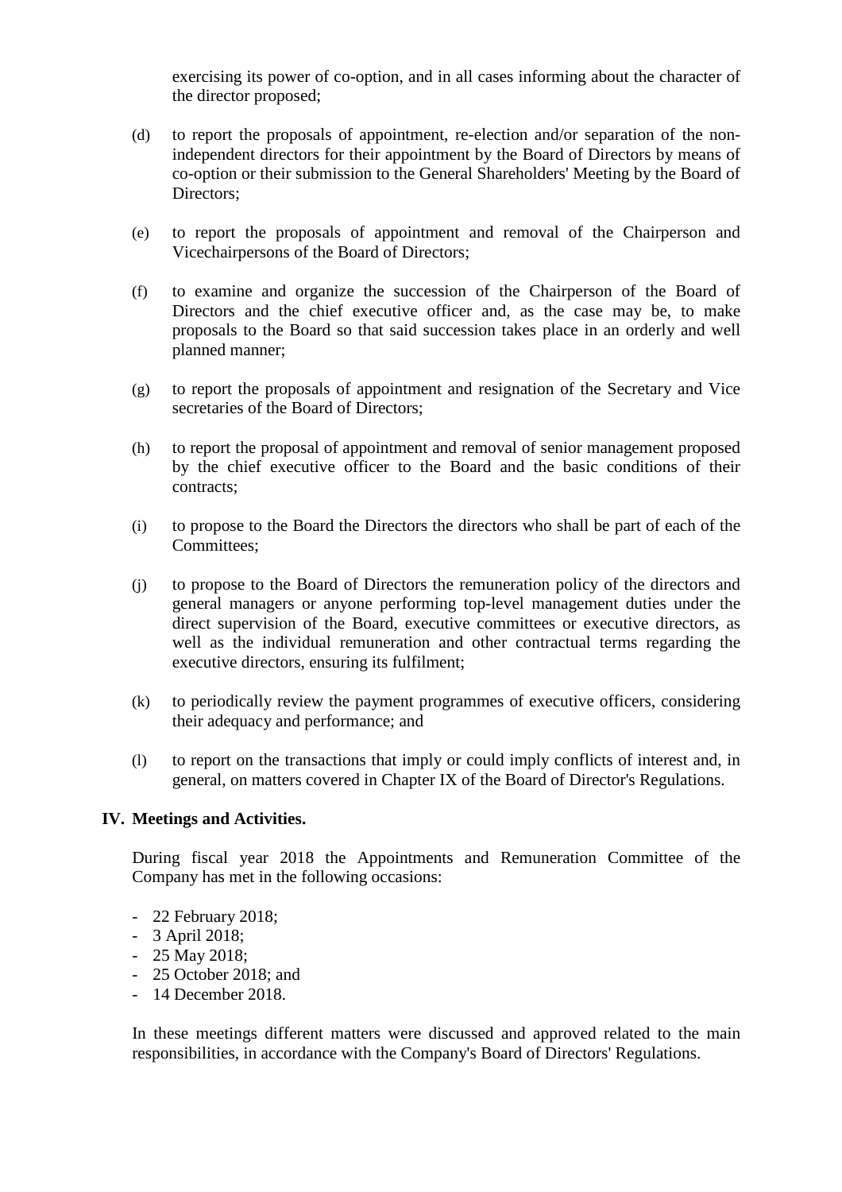exercising its power of co-option, and in all cases informing about the character of the director proposed;

(d) to report the proposals of appointment, re-election and/or separation of the non-independent directors for their appointment by the Board of Directors by means of co-option or their submission to the General Shareholders' Meeting by the Board of Directors;

(e) to report the proposals of appointment and removal of the Chairperson and Vicechairpersons of the Board of Directors;

(f) to examine and organize the succession of the Chairperson of the Board of Directors and the chief executive officer and, as the case may be, to make proposals to the Board so that said succession takes place in an orderly and well planned manner;

(g) to report the proposals of appointment and resignation of the Secretary and Vice secretaries of the Board of Directors;

(h) to report the proposal of appointment and removal of senior management proposed by the chief executive officer to the Board and the basic conditions of their contracts;

(i) to propose to the Board the Directors the directors who shall be part of each of the Committees;

(j) to propose to the Board of Directors the remuneration policy of the directors and general managers or anyone performing top-level management duties under the direct supervision of the Board, executive committees or executive directors, as well as the individual remuneration and other contractual terms regarding the executive directors, ensuring its fulfilment;

(k) to periodically review the payment programmes of executive officers, considering their adequacy and performance; and

(l) to report on the transactions that imply or could imply conflicts of interest and, in general, on matters covered in Chapter IX of the Board of Director's Regulations.

## IV. Meetings and Activities.

During fiscal year 2018 the Appointments and Remuneration Committee of the Company has met in the following occasions:

- 22 February 2018;
- 3 April 2018;
- 25 May 2018;
- 25 October 2018; and
- 14 December 2018.

In these meetings different matters were discussed and approved related to the main responsibilities, in accordance with the Company's Board of Directors' Regulations.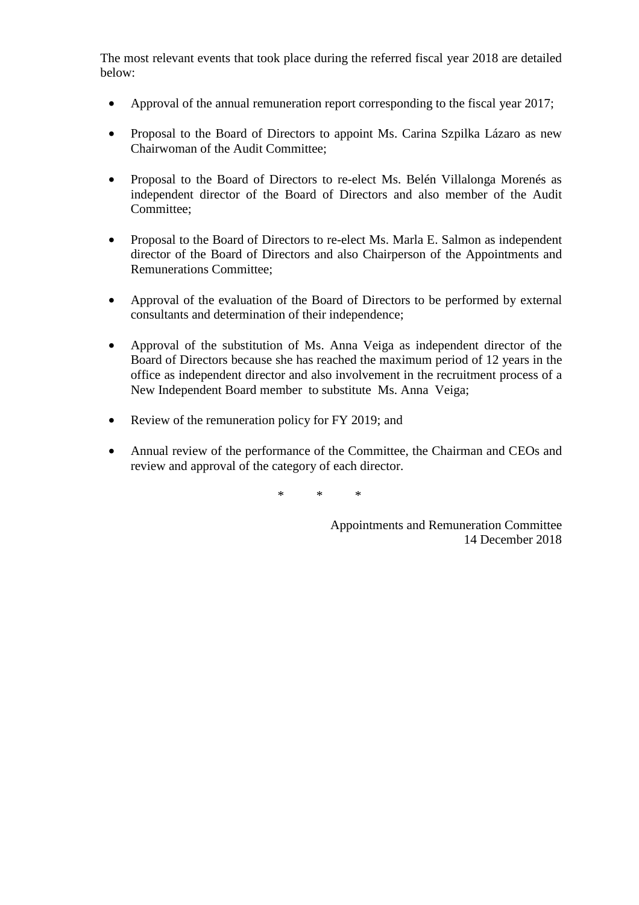The most relevant events that took place during the referred fiscal year 2018 are detailed below:

- Approval of the annual remuneration report corresponding to the fiscal year 2017;
- Proposal to the Board of Directors to appoint Ms. Carina Szpilka Lázaro as new Chairwoman of the Audit Committee;
- Proposal to the Board of Directors to re-elect Ms. Belén Villalonga Morenés as independent director of the Board of Directors and also member of the Audit Committee;
- Proposal to the Board of Directors to re-elect Ms. Marla E. Salmon as independent director of the Board of Directors and also Chairperson of the Appointments and Remunerations Committee;
- Approval of the evaluation of the Board of Directors to be performed by external consultants and determination of their independence;
- Approval of the substitution of Ms. Anna Veiga as independent director of the Board of Directors because she has reached the maximum period of 12 years in the office as independent director and also involvement in the recruitment process of a New Independent Board member to substitute Ms. Anna Veiga;
- Review of the remuneration policy for FY 2019; and
- Annual review of the performance of the Committee, the Chairman and CEOs and review and approval of the category of each director.

\* \* \*

Appointments and Remuneration Committee
14 December 2018